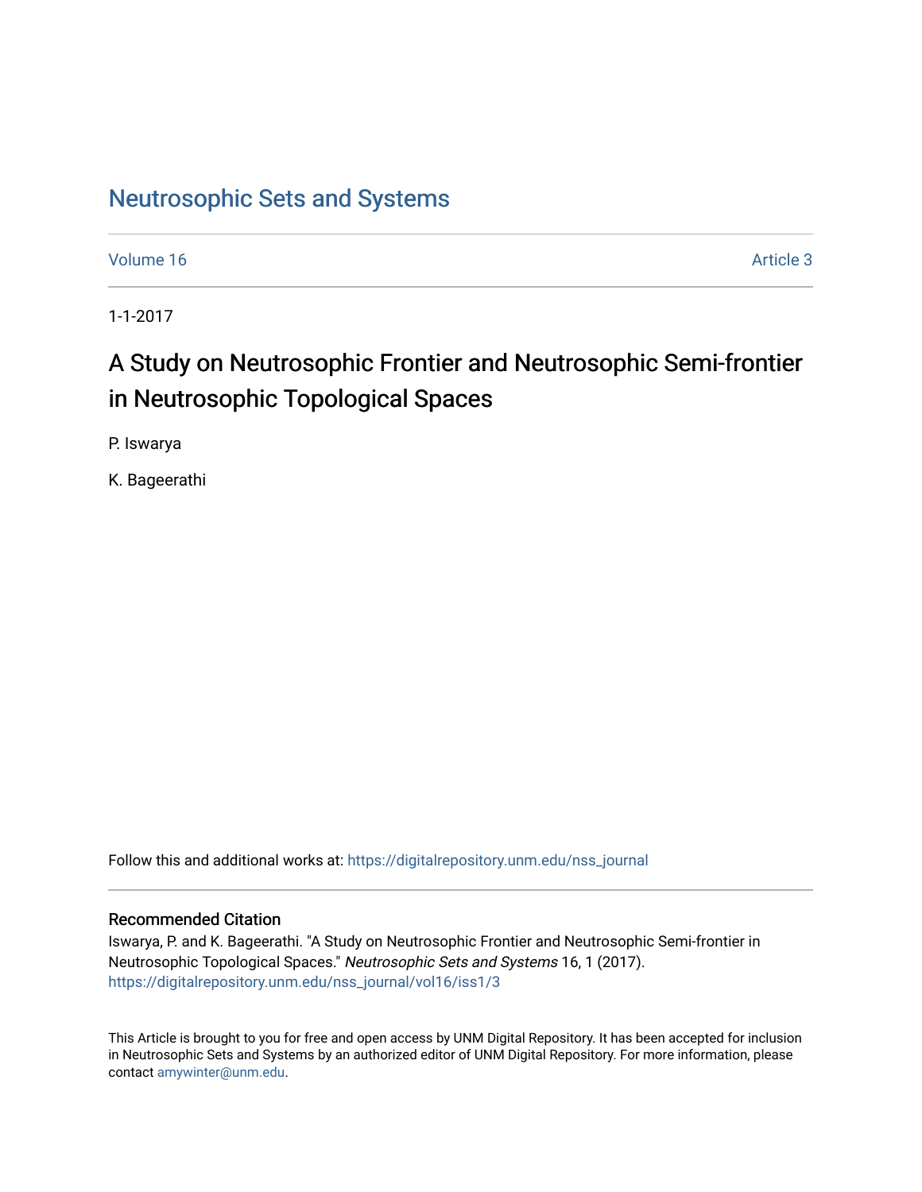# Neutrosophic Sets and Systems

Volume 16 Article 3

1-1-2017

## A Study on Neutrosophic Frontier and Neutrosophic Semi-frontier in Neutrosophic Topological Spaces

P. Iswarya

K. Bageerathi

Follow this and additional works at: https://digitalrepository.unm.edu/nss_journal

### Recommended Citation

Iswarya, P. and K. Bageerathi. "A Study on Neutrosophic Frontier and Neutrosophic Semi-frontier in Neutrosophic Topological Spaces." *Neutrosophic Sets and Systems* 16, 1 (2017). https://digitalrepository.unm.edu/nss_journal/vol16/iss1/3

This Article is brought to you for free and open access by UNM Digital Repository. It has been accepted for inclusion in Neutrosophic Sets and Systems by an authorized editor of UNM Digital Repository. For more information, please contact amywinter@unm.edu.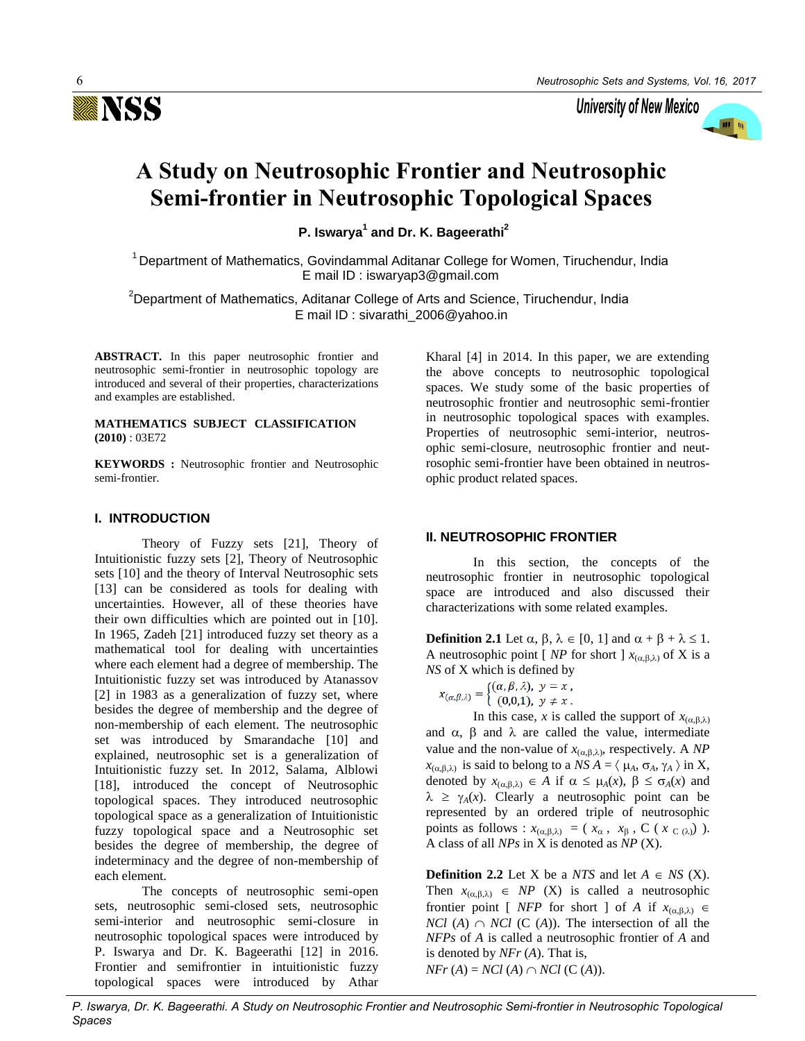# A Study on Neutrosophic Frontier and Neutrosophic Semi-frontier in Neutrosophic Topological Spaces

**P. Iswarya[1] and Dr. K. Bageerathi[2]**

[1] Department of Mathematics, Govindammal Aditanar College for Women, Tiruchendur, India
E mail ID : iswaryap3@gmail.com

[2] Department of Mathematics, Aditanar College of Arts and Science, Tiruchendur, India
E mail ID : sivarathi_2006@yahoo.in

**ABSTRACT.** In this paper neutrosophic frontier and neutrosophic semi-frontier in neutrosophic topology are introduced and several of their properties, characterizations and examples are established.

**MATHEMATICS SUBJECT CLASSIFICATION (2010)** : 03E72

**KEYWORDS :** Neutrosophic frontier and Neutrosophic semi-frontier.

## I. INTRODUCTION

Theory of Fuzzy sets [21], Theory of Intuitionistic fuzzy sets [2], Theory of Neutrosophic sets [10] and the theory of Interval Neutrosophic sets [13] can be considered as tools for dealing with uncertainties. However, all of these theories have their own difficulties which are pointed out in [10]. In 1965, Zadeh [21] introduced fuzzy set theory as a mathematical tool for dealing with uncertainties where each element had a degree of membership. The Intuitionistic fuzzy set was introduced by Atanassov [2] in 1983 as a generalization of fuzzy set, where besides the degree of membership and the degree of non-membership of each element. The neutrosophic set was introduced by Smarandache [10] and explained, neutrosophic set is a generalization of Intuitionistic fuzzy set. In 2012, Salama, Alblowi [18], introduced the concept of Neutrosophic topological spaces. They introduced neutrosophic topological space as a generalization of Intuitionistic fuzzy topological space and a Neutrosophic set besides the degree of membership, the degree of indeterminacy and the degree of non-membership of each element.

The concepts of neutrosophic semi-open sets, neutrosophic semi-closed sets, neutrosophic semi-interior and neutrosophic semi-closure in neutrosophic topological spaces were introduced by P. Iswarya and Dr. K. Bageerathi [12] in 2016. Frontier and semifrontier in intuitionistic fuzzy topological spaces were introduced by Athar Kharal [4] in 2014. In this paper, we are extending the above concepts to neutrosophic topological spaces. We study some of the basic properties of neutrosophic frontier and neutrosophic semi-frontier in neutrosophic topological spaces with examples. Properties of neutrosophic semi-interior, neutrosophic semi-closure, neutrosophic frontier and neutrosophic semi-frontier have been obtained in neutrosophic product related spaces.

## II. NEUTROSOPHIC FRONTIER

In this section, the concepts of the neutrosophic frontier in neutrosophic topological space are introduced and also discussed their characterizations with some related examples.

**Definition 2.1** Let $\alpha$, $\beta$, $\lambda \in [0, 1]$ and $\alpha + \beta + \lambda \leq 1$. A neutrosophic point [ *NP* for short ] $x_{(\alpha,\beta,\lambda)}$ of X is a *NS* of X which is defined by

$$x_{(\alpha,\beta,\lambda)} = \begin{cases} (\alpha, \beta, \lambda), & y = x, \\ (0,0,1), & y \neq x. \end{cases}$$

In this case, *x* is called the support of $x_{(\alpha,\beta,\lambda)}$ and $\alpha$, $\beta$ and $\lambda$ are called the value, intermediate value and the non-value of $x_{(\alpha,\beta,\lambda)}$, respectively. A *NP* $x_{(\alpha,\beta,\lambda)}$ is said to belong to a *NS* $A = \langle \mu_A, \sigma_A, \gamma_A \rangle$ in X, denoted by $x_{(\alpha,\beta,\lambda)} \in A$ if $\alpha \leq \mu_A(x)$, $\beta \leq \sigma_A(x)$ and $\lambda \geq \gamma_A(x)$. Clearly a neutrosophic point can be represented by an ordered triple of neutrosophic points as follows : $x_{(\alpha,\beta,\lambda)} = ( x_\alpha , x_\beta , \mathrm{C} ( x_{\mathrm{C}(\lambda)}) )$. A class of all *NPs* in X is denoted as *NP* (X).

**Definition 2.2** Let X be a *NTS* and let $A \in$ *NS* (X). Then $x_{(\alpha,\beta,\lambda)} \in$ *NP* (X) is called a neutrosophic frontier point [ *NFP* for short ] of *A* if $x_{(\alpha,\beta,\lambda)} \in$ *NCl* (*A*) $\cap$ *NCl* (C (*A*)). The intersection of all the *NFPs* of *A* is called a neutrosophic frontier of *A* and is denoted by *NFr* (*A*). That is,
*NFr* (*A*) = *NCl* (*A*) $\cap$ *NCl* (C (*A*)).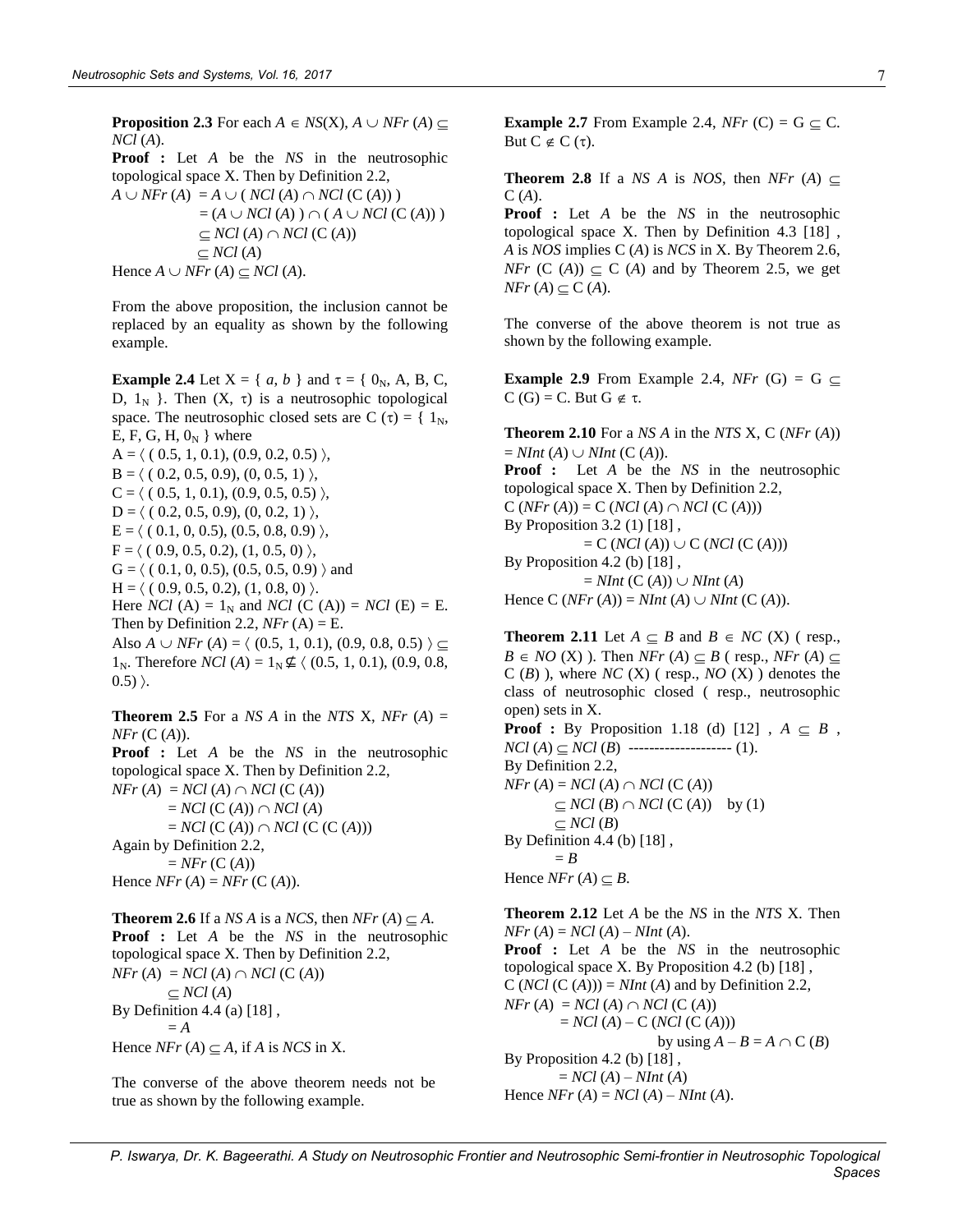**Proposition 2.3** For each $A \in NS(X)$, $A \cup NFr(A) \subseteq NCl(A)$.

**Proof :** Let $A$ be the *NS* in the neutrosophic topological space X. Then by Definition 2.2,

$$A \cup NFr(A) = A \cup (NCl(A) \cap NCl(C(A)))$$
$$= (A \cup NCl(A)) \cap (A \cup NCl(C(A)))$$
$$\subseteq NCl(A) \cap NCl(C(A))$$
$$\subseteq NCl(A)$$

Hence $A \cup NFr(A) \subseteq NCl(A)$.

From the above proposition, the inclusion cannot be replaced by an equality as shown by the following example.

**Example 2.4** Let $X = \{a, b\}$ and $\tau = \{0_N, A, B, C, D, 1_N\}$. Then $(X, \tau)$ is a neutrosophic topological space. The neutrosophic closed sets are $C(\tau) = \{1_N, E, F, G, H, 0_N\}$ where

$A = \langle (0.5, 1, 0.1), (0.9, 0.2, 0.5) \rangle$,
$B = \langle (0.2, 0.5, 0.9), (0, 0.5, 1) \rangle$,
$C = \langle (0.5, 1, 0.1), (0.9, 0.5, 0.5) \rangle$,
$D = \langle (0.2, 0.5, 0.9), (0, 0.2, 1) \rangle$,
$E = \langle (0.1, 0, 0.5), (0.5, 0.8, 0.9) \rangle$,
$F = \langle (0.9, 0.5, 0.2), (1, 0.5, 0) \rangle$,
$G = \langle (0.1, 0, 0.5), (0.5, 0.5, 0.9) \rangle$ and
$H = \langle (0.9, 0.5, 0.2), (1, 0.8, 0) \rangle$.

Here $NCl(A) = 1_N$ and $NCl(C(A)) = NCl(E) = E$. Then by Definition 2.2, $NFr(A) = E$.

Also $A \cup NFr(A) = \langle (0.5, 1, 0.1), (0.9, 0.8, 0.5) \rangle \subseteq 1_N$. Therefore $NCl(A) = 1_N \nsubseteq \langle (0.5, 1, 0.1), (0.9, 0.8, 0.5) \rangle$.

**Theorem 2.5** For a *NS* $A$ in the *NTS* X, $NFr(A) = NFr(C(A))$.

**Proof :** Let $A$ be the *NS* in the neutrosophic topological space X. Then by Definition 2.2,

$$NFr(A) = NCl(A) \cap NCl(C(A))$$
$$= NCl(C(A)) \cap NCl(A)$$
$$= NCl(C(A)) \cap NCl(C(C(A)))$$

Again by Definition 2.2,

$$= NFr(C(A))$$

Hence $NFr(A) = NFr(C(A))$.

**Theorem 2.6** If a *NS* $A$ is a *NCS*, then $NFr(A) \subseteq A$.

**Proof :** Let $A$ be the *NS* in the neutrosophic topological space X. Then by Definition 2.2,

$$NFr(A) = NCl(A) \cap NCl(C(A))$$
$$\subseteq NCl(A)$$

By Definition 4.4 (a) [18] ,

$$= A$$

Hence $NFr(A) \subseteq A$, if $A$ is *NCS* in X.

The converse of the above theorem needs not be true as shown by the following example.

**Example 2.7** From Example 2.4, $NFr(C) = G \subseteq C$. But $C \notin C(\tau)$.

**Theorem 2.8** If a *NS* $A$ is *NOS*, then $NFr(A) \subseteq C(A)$.

**Proof :** Let $A$ be the *NS* in the neutrosophic topological space X. Then by Definition 4.3 [18] , $A$ is *NOS* implies $C(A)$ is *NCS* in X. By Theorem 2.6, $NFr(C(A)) \subseteq C(A)$ and by Theorem 2.5, we get $NFr(A) \subseteq C(A)$.

The converse of the above theorem is not true as shown by the following example.

**Example 2.9** From Example 2.4, $NFr(G) = G \subseteq C(G) = C$. But $G \notin \tau$.

**Theorem 2.10** For a *NS* $A$ in the *NTS* X, $C(NFr(A)) = NInt(A) \cup NInt(C(A))$.

**Proof :** Let $A$ be the *NS* in the neutrosophic topological space X. Then by Definition 2.2,

$$C(NFr(A)) = C(NCl(A) \cap NCl(C(A)))$$

By Proposition 3.2 (1) [18] ,

$$= C(NCl(A)) \cup C(NCl(C(A)))$$

By Proposition 4.2 (b) [18] ,

$$= NInt(C(A)) \cup NInt(A)$$

Hence $C(NFr(A)) = NInt(A) \cup NInt(C(A))$.

**Theorem 2.11** Let $A \subseteq B$ and $B \in NC(X)$ ( resp., $B \in NO(X)$ ). Then $NFr(A) \subseteq B$ ( resp., $NFr(A) \subseteq C(B)$ ), where $NC(X)$ ( resp., $NO(X)$ ) denotes the class of neutrosophic closed ( resp., neutrosophic open) sets in X.

**Proof :** By Proposition 1.18 (d) [12] , $A \subseteq B$, $NCl(A) \subseteq NCl(B)$ -------------------- (1).

By Definition 2.2,

$$NFr(A) = NCl(A) \cap NCl(C(A))$$
$$\subseteq NCl(B) \cap NCl(C(A)) \quad \text{by (1)}$$
$$\subseteq NCl(B)$$

By Definition 4.4 (b) [18] ,

$$= B$$

Hence $NFr(A) \subseteq B$.

**Theorem 2.12** Let $A$ be the *NS* in the *NTS* X. Then $NFr(A) = NCl(A) - NInt(A)$.

**Proof :** Let $A$ be the *NS* in the neutrosophic topological space X. By Proposition 4.2 (b) [18] , $C(NCl(C(A))) = NInt(A)$ and by Definition 2.2,

$$NFr(A) = NCl(A) \cap NCl(C(A))$$
$$= NCl(A) - C(NCl(C(A)))$$

by using $A - B = A \cap C(B)$

By Proposition 4.2 (b) [18] ,

$$= NCl(A) - NInt(A)$$

Hence $NFr(A) = NCl(A) - NInt(A)$.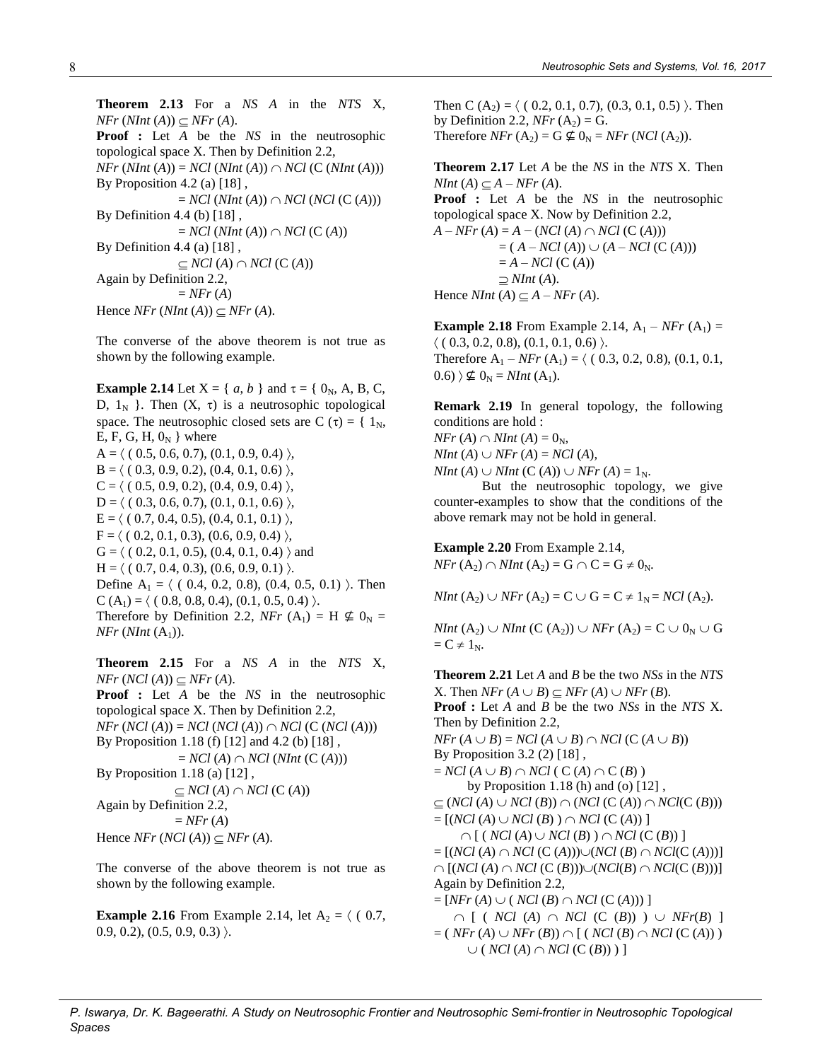**Theorem 2.13** For a *NS* $A$ in the *NTS* X, $NFr(NInt(A)) \subseteq NFr(A)$.

**Proof :** Let $A$ be the *NS* in the neutrosophic topological space X. Then by Definition 2.2,

$NFr(NInt(A)) = NCl(NInt(A)) \cap NCl(C(NInt(A)))$

By Proposition 4.2 (a) [18] ,

$= NCl(NInt(A)) \cap NCl(NCl(C(A)))$

By Definition 4.4 (b) [18] ,

$= NCl(NInt(A)) \cap NCl(C(A))$

By Definition 4.4 (a) [18] ,

$\subseteq NCl(A) \cap NCl(C(A))$

Again by Definition 2.2,

$= NFr(A)$

Hence $NFr(NInt(A)) \subseteq NFr(A)$.

The converse of the above theorem is not true as shown by the following example.

**Example 2.14** Let $X = \{ a, b \}$ and $\tau = \{ 0_N, A, B, C, D, 1_N \}$. Then $(X, \tau)$ is a neutrosophic topological space. The neutrosophic closed sets are $C(\tau) = \{ 1_N, E, F, G, H, 0_N \}$ where

$A = \langle (0.5, 0.6, 0.7), (0.1, 0.9, 0.4) \rangle$,

$B = \langle (0.3, 0.9, 0.2), (0.4, 0.1, 0.6) \rangle$,

$C = \langle (0.5, 0.9, 0.2), (0.4, 0.9, 0.4) \rangle$,

$D = \langle (0.3, 0.6, 0.7), (0.1, 0.1, 0.6) \rangle$,

$E = \langle (0.7, 0.4, 0.5), (0.4, 0.1, 0.1) \rangle$,

$F = \langle (0.2, 0.1, 0.3), (0.6, 0.9, 0.4) \rangle$,

$G = \langle (0.2, 0.1, 0.5), (0.4, 0.1, 0.4) \rangle$ and

$H = \langle (0.7, 0.4, 0.3), (0.6, 0.9, 0.1) \rangle$.

Define $A_1 = \langle (0.4, 0.2, 0.8), (0.4, 0.5, 0.1) \rangle$. Then $C(A_1) = \langle (0.8, 0.8, 0.4), (0.1, 0.5, 0.4) \rangle$.

Therefore by Definition 2.2, $NFr(A_1) = H \nsubseteq 0_N = NFr(NInt(A_1))$.

**Theorem 2.15** For a *NS* $A$ in the *NTS* X, $NFr(NCl(A)) \subseteq NFr(A)$.

**Proof :** Let $A$ be the *NS* in the neutrosophic topological space X. Then by Definition 2.2,

$NFr(NCl(A)) = NCl(NCl(A)) \cap NCl(C(NCl(A)))$

By Proposition 1.18 (f) [12] and 4.2 (b) [18] ,

$= NCl(A) \cap NCl(NInt(C(A)))$

By Proposition 1.18 (a) [12] ,

$\subseteq NCl(A) \cap NCl(C(A))$

Again by Definition 2.2,

$= NFr(A)$

Hence $NFr(NCl(A)) \subseteq NFr(A)$.

The converse of the above theorem is not true as shown by the following example.

**Example 2.16** From Example 2.14, let $A_2 = \langle (0.7, 0.9, 0.2), (0.5, 0.9, 0.3) \rangle$.

Then $C(A_2) = \langle (0.2, 0.1, 0.7), (0.3, 0.1, 0.5) \rangle$. Then by Definition 2.2, $NFr(A_2) = G$.

Therefore $NFr(A_2) = G \nsubseteq 0_N = NFr(NCl(A_2))$.

**Theorem 2.17** Let $A$ be the *NS* in the *NTS* X. Then $NInt(A) \subseteq A - NFr(A)$.

**Proof :** Let $A$ be the *NS* in the neutrosophic topological space X. Now by Definition 2.2,

$A - NFr(A) = A - (NCl(A) \cap NCl(C(A)))$

$= (A - NCl(A)) \cup (A - NCl(C(A)))$

$= A - NCl(C(A))$

$\supseteq NInt(A)$.

Hence $NInt(A) \subseteq A - NFr(A)$.

**Example 2.18** From Example 2.14, $A_1 - NFr(A_1) = \langle (0.3, 0.2, 0.8), (0.1, 0.1, 0.6) \rangle$.

Therefore $A_1 - NFr(A_1) = \langle (0.3, 0.2, 0.8), (0.1, 0.1, 0.6) \rangle \nsubseteq 0_N = NInt(A_1)$.

**Remark 2.19** In general topology, the following conditions are hold :

$NFr(A) \cap NInt(A) = 0_N$,

$NInt(A) \cup NFr(A) = NCl(A)$,

$NInt(A) \cup NInt(C(A)) \cup NFr(A) = 1_N$.

But the neutrosophic topology, we give counter-examples to show that the conditions of the above remark may not be hold in general.

**Example 2.20** From Example 2.14,

$NFr(A_2) \cap NInt(A_2) = G \cap C = G \neq 0_N$.

$NInt(A_2) \cup NFr(A_2) = C \cup G = C \neq 1_N = NCl(A_2)$.

$NInt(A_2) \cup NInt(C(A_2)) \cup NFr(A_2) = C \cup 0_N \cup G = C \neq 1_N$.

**Theorem 2.21** Let $A$ and $B$ be the two *NSs* in the *NTS* X. Then $NFr(A \cup B) \subseteq NFr(A) \cup NFr(B)$.

**Proof :** Let $A$ and $B$ be the two *NSs* in the *NTS* X. Then by Definition 2.2,

$NFr(A \cup B) = NCl(A \cup B) \cap NCl(C(A \cup B))$

By Proposition 3.2 (2) [18] ,

$= NCl(A \cup B) \cap NCl(C(A) \cap C(B))$

by Proposition 1.18 (h) and (o) [12] ,

$\subseteq (NCl(A) \cup NCl(B)) \cap (NCl(C(A)) \cap NCl(C(B)))$

$= [(NCl(A) \cup NCl(B)) \cap NCl(C(A))]$

$\cap [(NCl(A) \cup NCl(B)) \cap NCl(C(B))]$

$= [(NCl(A) \cap NCl(C(A))) \cup (NCl(B) \cap NCl(C(A)))]$

$\cap [(NCl(A) \cap NCl(C(B))) \cup (NCl(B) \cap NCl(C(B)))]$

Again by Definition 2.2,

$= [NFr(A) \cup (NCl(B) \cap NCl(C(A)))]$

$\cap [(NCl(A) \cap NCl(C(B))) \cup NFr(B)]$

$= (NFr(A) \cup NFr(B)) \cap [(NCl(B) \cap NCl(C(A)))$

$\cup (NCl(A) \cap NCl(C(B)))]$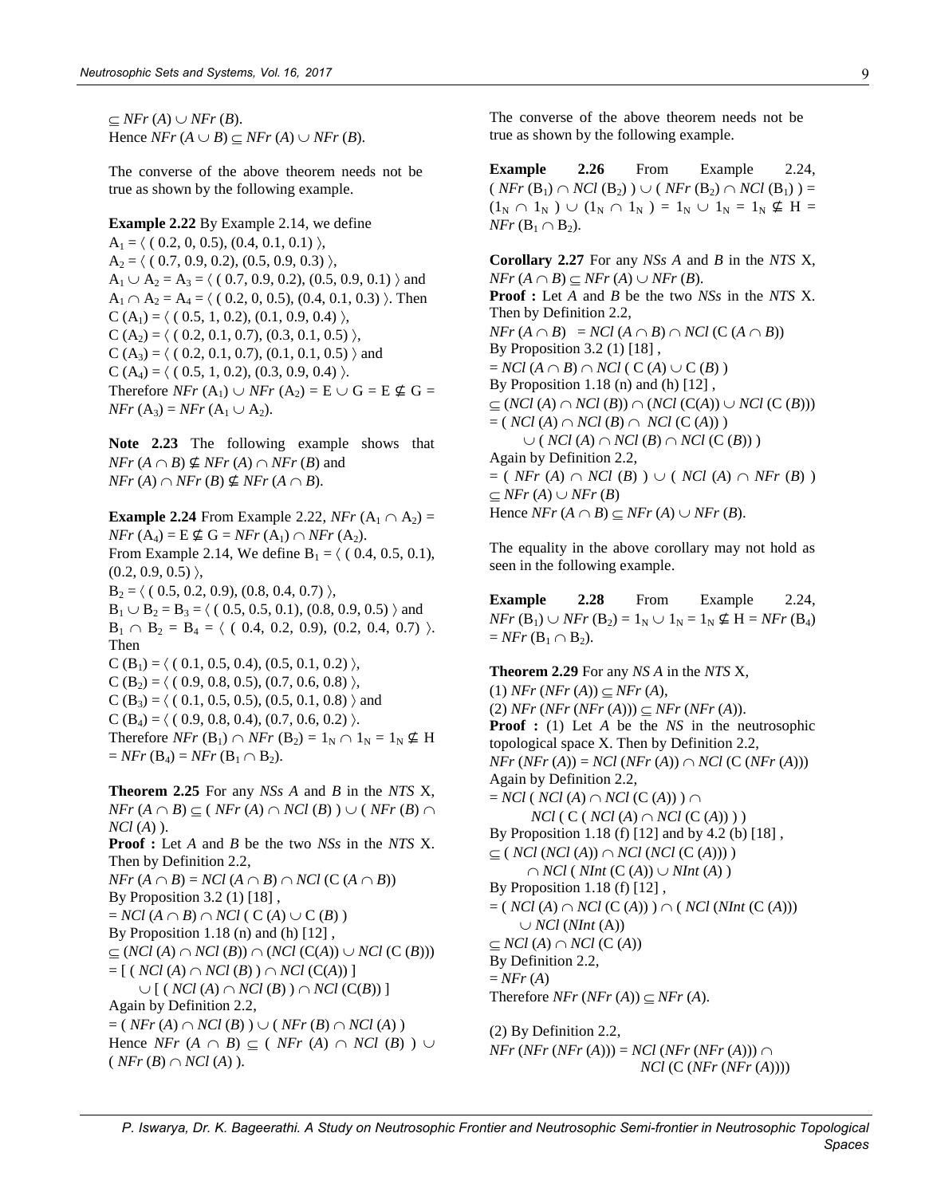$\subseteq NFr(A) \cup NFr(B)$.
Hence $NFr(A \cup B) \subseteq NFr(A) \cup NFr(B)$.

The converse of the above theorem needs not be true as shown by the following example.

**Example 2.22** By Example 2.14, we define
$A_1 = \langle (0.2, 0, 0.5), (0.4, 0.1, 0.1) \rangle$,
$A_2 = \langle (0.7, 0.9, 0.2), (0.5, 0.9, 0.3) \rangle$,
$A_1 \cup A_2 = A_3 = \langle (0.7, 0.9, 0.2), (0.5, 0.9, 0.1) \rangle$ and
$A_1 \cap A_2 = A_4 = \langle (0.2, 0, 0.5), (0.4, 0.1, 0.3) \rangle$. Then
$C(A_1) = \langle (0.5, 1, 0.2), (0.1, 0.9, 0.4) \rangle$,
$C(A_2) = \langle (0.2, 0.1, 0.7), (0.3, 0.1, 0.5) \rangle$,
$C(A_3) = \langle (0.2, 0.1, 0.7), (0.1, 0.1, 0.5) \rangle$ and
$C(A_4) = \langle (0.5, 1, 0.2), (0.3, 0.9, 0.4) \rangle$.
Therefore $NFr(A_1) \cup NFr(A_2) = E \cup G = E \nsubseteq G = NFr(A_3) = NFr(A_1 \cup A_2)$.

**Note 2.23** The following example shows that $NFr(A \cap B) \nsubseteq NFr(A) \cap NFr(B)$ and $NFr(A) \cap NFr(B) \nsubseteq NFr(A \cap B)$.

**Example 2.24** From Example 2.22, $NFr(A_1 \cap A_2) = NFr(A_4) = E \nsubseteq G = NFr(A_1) \cap NFr(A_2)$.
From Example 2.14, We define $B_1 = \langle (0.4, 0.5, 0.1), (0.2, 0.9, 0.5) \rangle$,
$B_2 = \langle (0.5, 0.2, 0.9), (0.8, 0.4, 0.7) \rangle$,
$B_1 \cup B_2 = B_3 = \langle (0.5, 0.5, 0.1), (0.8, 0.9, 0.5) \rangle$ and
$B_1 \cap B_2 = B_4 = \langle (0.4, 0.2, 0.9), (0.2, 0.4, 0.7) \rangle$.
Then
$C(B_1) = \langle (0.1, 0.5, 0.4), (0.5, 0.1, 0.2) \rangle$,
$C(B_2) = \langle (0.9, 0.8, 0.5), (0.7, 0.6, 0.8) \rangle$,
$C(B_3) = \langle (0.1, 0.5, 0.5), (0.5, 0.1, 0.8) \rangle$ and
$C(B_4) = \langle (0.9, 0.8, 0.4), (0.7, 0.6, 0.2) \rangle$.
Therefore $NFr(B_1) \cap NFr(B_2) = 1_N \cap 1_N = 1_N \nsubseteq H = NFr(B_4) = NFr(B_1 \cap B_2)$.

**Theorem 2.25** For any *NSs* $A$ and $B$ in the *NTS* X, $NFr(A \cap B) \subseteq (NFr(A) \cap NCl(B)) \cup (NFr(B) \cap NCl(A))$.
**Proof :** Let $A$ and $B$ be the two *NSs* in the *NTS* X. Then by Definition 2.2,
$NFr(A \cap B) = NCl(A \cap B) \cap NCl(C(A \cap B))$
By Proposition 3.2 (1) [18] ,
$= NCl(A \cap B) \cap NCl(C(A) \cup C(B))$
By Proposition 1.18 (n) and (h) [12] ,
$\subseteq (NCl(A) \cap NCl(B)) \cap (NCl(C(A)) \cup NCl(C(B)))$
$= [(NCl(A) \cap NCl(B)) \cap NCl(C(A))]$
$\quad \cup [(NCl(A) \cap NCl(B)) \cap NCl(C(B))]$
Again by Definition 2.2,
$= (NFr(A) \cap NCl(B)) \cup (NFr(B) \cap NCl(A))$
Hence $NFr(A \cap B) \subseteq (NFr(A) \cap NCl(B)) \cup (NFr(B) \cap NCl(A))$.

The converse of the above theorem needs not be true as shown by the following example.

**Example 2.26** From Example 2.24, $(NFr(B_1) \cap NCl(B_2)) \cup (NFr(B_2) \cap NCl(B_1)) = (1_N \cap 1_N) \cup (1_N \cap 1_N) = 1_N \cup 1_N = 1_N \nsubseteq H = NFr(B_1 \cap B_2)$.

**Corollary 2.27** For any *NSs* $A$ and $B$ in the *NTS* X, $NFr(A \cap B) \subseteq NFr(A) \cup NFr(B)$.
**Proof :** Let $A$ and $B$ be the two *NSs* in the *NTS* X. Then by Definition 2.2,
$NFr(A \cap B) = NCl(A \cap B) \cap NCl(C(A \cap B))$
By Proposition 3.2 (1) [18] ,
$= NCl(A \cap B) \cap NCl(C(A) \cup C(B))$
By Proposition 1.18 (n) and (h) [12] ,
$\subseteq (NCl(A) \cap NCl(B)) \cap (NCl(C(A)) \cup NCl(C(B)))$
$= (NCl(A) \cap NCl(B) \cap NCl(C(A)))$
$\quad \cup (NCl(A) \cap NCl(B) \cap NCl(C(B)))$
Again by Definition 2.2,
$= (NFr(A) \cap NCl(B)) \cup (NCl(A) \cap NFr(B))$
$\subseteq NFr(A) \cup NFr(B)$
Hence $NFr(A \cap B) \subseteq NFr(A) \cup NFr(B)$.

The equality in the above corollary may not hold as seen in the following example.

**Example 2.28** From Example 2.24, $NFr(B_1) \cup NFr(B_2) = 1_N \cup 1_N = 1_N \nsubseteq H = NFr(B_4) = NFr(B_1 \cap B_2)$.

**Theorem 2.29** For any *NS* $A$ in the *NTS* X,
(1) $NFr(NFr(A)) \subseteq NFr(A)$,
(2) $NFr(NFr(NFr(A))) \subseteq NFr(NFr(A))$.
**Proof :** (1) Let $A$ be the *NS* in the neutrosophic topological space X. Then by Definition 2.2,
$NFr(NFr(A)) = NCl(NFr(A)) \cap NCl(C(NFr(A)))$
Again by Definition 2.2,
$= NCl(NCl(A) \cap NCl(C(A))) \cap$
$\quad NCl(C(NCl(A) \cap NCl(C(A))))$
By Proposition 1.18 (f) [12] and by 4.2 (b) [18] ,
$\subseteq (NCl(NCl(A)) \cap NCl(NCl(C(A))))$
$\quad \cap NCl(NInt(C(A)) \cup NInt(A))$
By Proposition 1.18 (f) [12] ,
$= (NCl(A) \cap NCl(C(A))) \cap (NCl(NInt(C(A)))$
$\quad \cup NCl(NInt(A))$
$\subseteq NCl(A) \cap NCl(C(A))$
By Definition 2.2,
$= NFr(A)$
Therefore $NFr(NFr(A)) \subseteq NFr(A)$.

(2) By Definition 2.2,
$NFr(NFr(NFr(A))) = NCl(NFr(NFr(A))) \cap NCl(C(NFr(NFr(A))))$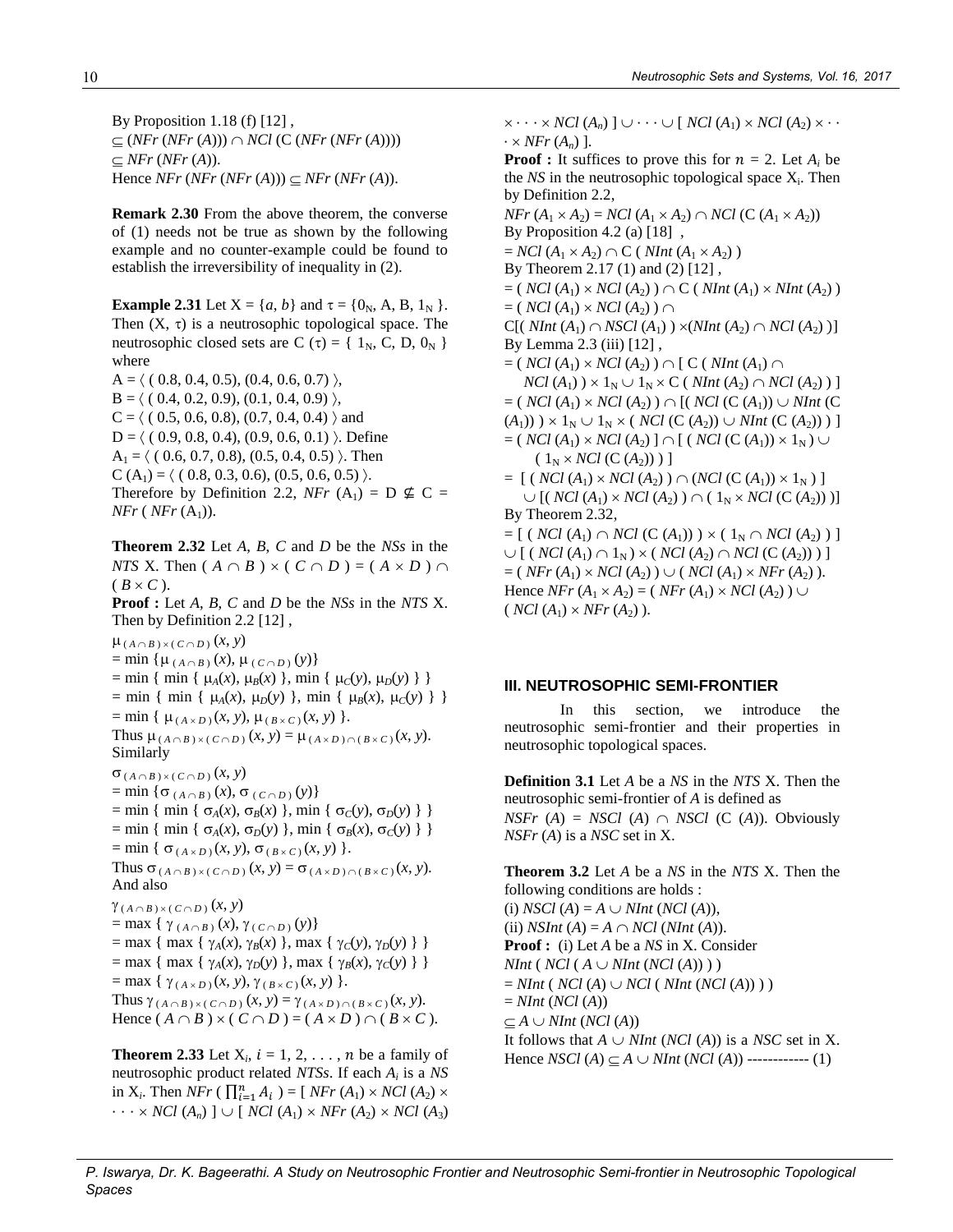By Proposition 1.18 (f) [12] ,

$\subseteq (NFr\ (NFr\ (A))) \cap NCl\ (\mathrm{C}\ (NFr\ (NFr\ (A))))$

$\subseteq NFr\ (NFr\ (A))$.

Hence $NFr\ (NFr\ (NFr\ (A))) \subseteq NFr\ (NFr\ (A))$.

**Remark 2.30** From the above theorem, the converse of (1) needs not be true as shown by the following example and no counter-example could be found to establish the irreversibility of inequality in (2).

**Example 2.31** Let $X = \{a, b\}$ and $\tau = \{0_N, A, B, 1_N\}$. Then $(X, \tau)$ is a neutrosophic topological space. The neutrosophic closed sets are $C(\tau) = \{1_N, C, D, 0_N\}$ where

$A = \langle (0.8, 0.4, 0.5), (0.4, 0.6, 0.7) \rangle$,

$B = \langle (0.4, 0.2, 0.9), (0.1, 0.4, 0.9) \rangle$,

$C = \langle (0.5, 0.6, 0.8), (0.7, 0.4, 0.4) \rangle$ and

$D = \langle (0.9, 0.8, 0.4), (0.9, 0.6, 0.1) \rangle$. Define

$A_1 = \langle (0.6, 0.7, 0.8), (0.5, 0.4, 0.5) \rangle$. Then

$C(A_1) = \langle (0.8, 0.3, 0.6), (0.5, 0.6, 0.5) \rangle$.

Therefore by Definition 2.2, $NFr\ (A_1) = D \nsubseteq C = NFr\ (NFr\ (A_1))$.

**Theorem 2.32** Let *A*, *B*, *C* and *D* be the *NSs* in the *NTS* X. Then $(A \cap B) \times (C \cap D) = (A \times D) \cap (B \times C)$.

**Proof :** Let *A*, *B*, *C* and *D* be the *NSs* in the *NTS* X. Then by Definition 2.2 [12] ,

$\mu_{(A \cap B) \times (C \cap D)}(x, y)$

$= \min \{\mu_{(A \cap B)}(x), \mu_{(C \cap D)}(y)\}$

$= \min \{ \min \{ \mu_A(x), \mu_B(x) \}, \min \{ \mu_C(y), \mu_D(y) \} \}$

$= \min \{ \min \{ \mu_A(x), \mu_D(y) \}, \min \{ \mu_B(x), \mu_C(y) \} \}$

$= \min \{ \mu_{(A \times D)}(x, y), \mu_{(B \times C)}(x, y) \}$.

Thus $\mu_{(A \cap B) \times (C \cap D)}(x, y) = \mu_{(A \times D) \cap (B \times C)}(x, y)$.

Similarly

$\sigma_{(A \cap B) \times (C \cap D)}(x, y)$

$= \min \{\sigma_{(A \cap B)}(x), \sigma_{(C \cap D)}(y)\}$

$= \min \{ \min \{ \sigma_A(x), \sigma_B(x) \}, \min \{ \sigma_C(y), \sigma_D(y) \} \}$

$= \min \{ \min \{ \sigma_A(x), \sigma_D(y) \}, \min \{ \sigma_B(x), \sigma_C(y) \} \}$

$= \min \{ \sigma_{(A \times D)}(x, y), \sigma_{(B \times C)}(x, y) \}$.

Thus $\sigma_{(A \cap B) \times (C \cap D)}(x, y) = \sigma_{(A \times D) \cap (B \times C)}(x, y)$.

And also

$\gamma_{(A \cap B) \times (C \cap D)}(x, y)$

$= \max \{ \gamma_{(A \cap B)}(x), \gamma_{(C \cap D)}(y)\}$

$= \max \{ \max \{ \gamma_A(x), \gamma_B(x) \}, \max \{ \gamma_C(y), \gamma_D(y) \} \}$

$= \max \{ \max \{ \gamma_A(x), \gamma_D(y) \}, \max \{ \gamma_B(x), \gamma_C(y) \} \}$

$= \max \{ \gamma_{(A \times D)}(x, y), \gamma_{(B \times C)}(x, y) \}$.

Thus $\gamma_{(A \cap B) \times (C \cap D)}(x, y) = \gamma_{(A \times D) \cap (B \times C)}(x, y)$.

Hence $(A \cap B) \times (C \cap D) = (A \times D) \cap (B \times C)$.

**Theorem 2.33** Let $X_i$, $i = 1, 2, \ldots, n$ be a family of neutrosophic product related *NTSs*. If each $A_i$ is a *NS* in $X_i$. Then $NFr\ (\prod_{i=1}^{n} A_i) = [\,NFr\ (A_1) \times NCl\ (A_2) \times \cdots \times NCl\ (A_n)\,] \cup [\,NCl\ (A_1) \times NFr\ (A_2) \times NCl\ (A_3) \times \cdots \times NCl\ (A_n)\,] \cup \cdots \cup [\,NCl\ (A_1) \times NCl\ (A_2) \times \cdots \times NFr\ (A_n)\,]$.

**Proof :** It suffices to prove this for $n = 2$. Let $A_i$ be the *NS* in the neutrosophic topological space $X_i$. Then by Definition 2.2,

$NFr\ (A_1 \times A_2) = NCl\ (A_1 \times A_2) \cap NCl\ (\mathrm{C}\ (A_1 \times A_2))$

By Proposition 4.2 (a) [18] ,

$= NCl\ (A_1 \times A_2) \cap \mathrm{C}\ (\ NInt\ (A_1 \times A_2)\ )$

By Theorem 2.17 (1) and (2) [12] ,

$= (\ NCl\ (A_1) \times NCl\ (A_2)\ ) \cap \mathrm{C}\ (\ NInt\ (A_1) \times NInt\ (A_2)\ )$

$= (\ NCl\ (A_1) \times NCl\ (A_2)\ ) \cap$

$\mathrm{C}[(\ NInt\ (A_1) \cap NSCl\ (A_1)\ ) \times (NInt\ (A_2) \cap NCl\ (A_2)\ )]$

By Lemma 2.3 (iii) [12] ,

$= (\ NCl\ (A_1) \times NCl\ (A_2)\ ) \cap [\ \mathrm{C}\ (\ NInt\ (A_1) \cap NCl\ (A_1)\ ) \times 1_N \cup 1_N \times \mathrm{C}\ (\ NInt\ (A_2) \cap NCl\ (A_2)\ )\ ]$

$= (\ NCl\ (A_1) \times NCl\ (A_2)\ ) \cap [(\ NCl\ (\mathrm{C}\ (A_1)) \cup NInt\ (\mathrm{C}\ (A_1))\ ) \times 1_N \cup 1_N \times (\ NCl\ (\mathrm{C}\ (A_2)) \cup NInt\ (\mathrm{C}\ (A_2))\ )\ ]$

$= (\ NCl\ (A_1) \times NCl\ (A_2)\ ] \cap [\ (\ NCl\ (\mathrm{C}\ (A_1)) \times 1_N\ ) \cup (\ 1_N \times NCl\ (\mathrm{C}\ (A_2))\ )\ ]$

$= [\ (\ NCl\ (A_1) \times NCl\ (A_2)\ ) \cap (NCl\ (\mathrm{C}\ (A_1)) \times 1_N\ )\ ] \cup [(\ NCl\ (A_1) \times NCl\ (A_2)\ ) \cap (\ 1_N \times NCl\ (\mathrm{C}\ (A_2))\ )]$

By Theorem 2.32,

$= [\ (\ NCl\ (A_1) \cap NCl\ (\mathrm{C}\ (A_1))\ ) \times (\ 1_N \cap NCl\ (A_2)\ )\ ] \cup [\ (\ NCl\ (A_1) \cap 1_N\ ) \times (\ NCl\ (A_2) \cap NCl\ (\mathrm{C}\ (A_2))\ )\ ]$

$= (\ NFr\ (A_1) \times NCl\ (A_2)\ ) \cup (\ NCl\ (A_1) \times NFr\ (A_2)\ )$.

Hence $NFr\ (A_1 \times A_2) = (\ NFr\ (A_1) \times NCl\ (A_2)\ ) \cup (\ NCl\ (A_1) \times NFr\ (A_2)\ )$.

## III. NEUTROSOPHIC SEMI-FRONTIER

In this section, we introduce the neutrosophic semi-frontier and their properties in neutrosophic topological spaces.

**Definition 3.1** Let *A* be a *NS* in the *NTS* X. Then the neutrosophic semi-frontier of *A* is defined as $NSFr\ (A) = NSCl\ (A) \cap NSCl\ (\mathrm{C}\ (A))$. Obviously $NSFr\ (A)$ is a *NSC* set in X.

**Theorem 3.2** Let *A* be a *NS* in the *NTS* X. Then the following conditions are holds :

(i) $NSCl\ (A) = A \cup NInt\ (NCl\ (A))$,

(ii) $NSInt\ (A) = A \cap NCl\ (NInt\ (A))$.

**Proof :** (i) Let *A* be a *NS* in X. Consider

$NInt\ (\ NCl\ (\ A \cup NInt\ (NCl\ (A))\ )\ )$

$= NInt\ (\ NCl\ (A) \cup NCl\ (\ NInt\ (NCl\ (A))\ )\ )$

$= NInt\ (NCl\ (A))$

$\subseteq A \cup NInt\ (NCl\ (A))$

It follows that $A \cup NInt\ (NCl\ (A))$ is a *NSC* set in X.

Hence $NSCl\ (A) \subseteq A \cup NInt\ (NCl\ (A))$ ------------ (1)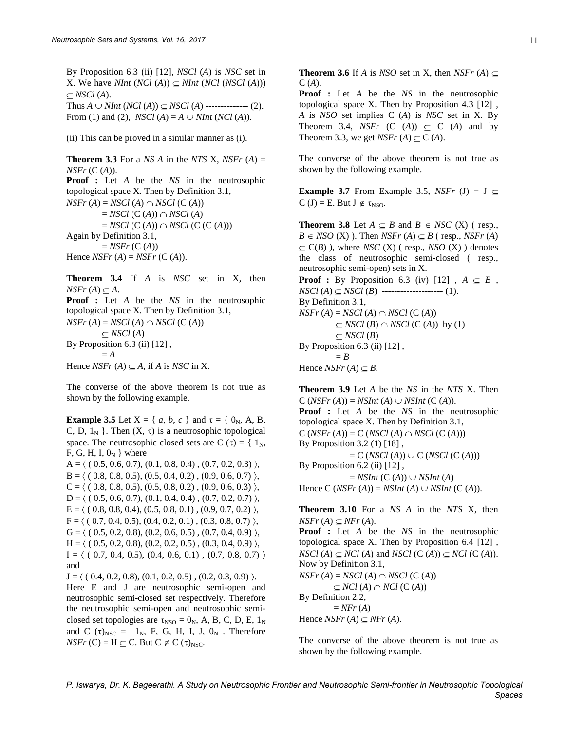By Proposition 6.3 (ii) [12], $NSCl$ $(A)$ is $NSC$ set in X. We have $NInt\ (NCl\ (A)) \subseteq NInt\ (NCl\ (NSCl\ (A))) \subseteq NSCl\ (A)$.

Thus $A \cup NInt\ (NCl\ (A)) \subseteq NSCl\ (A)$ -------------- (2).

From (1) and (2), $NSCl\ (A) = A \cup NInt\ (NCl\ (A))$.

(ii) This can be proved in a similar manner as (i).

**Theorem 3.3** For a $NS$ $A$ in the $NTS$ X, $NSFr\ (A) = NSFr\ (\mathrm{C}\ (A))$.

**Proof :** Let $A$ be the $NS$ in the neutrosophic topological space X. Then by Definition 3.1,

$NSFr\ (A) = NSCl\ (A) \cap NSCl\ (\mathrm{C}\ (A))$
$= NSCl\ (\mathrm{C}\ (A)) \cap NSCl\ (A)$
$= NSCl\ (\mathrm{C}\ (A)) \cap NSCl\ (\mathrm{C}\ (\mathrm{C}\ (A)))$

Again by Definition 3.1,
$= NSFr\ (\mathrm{C}\ (A))$

Hence $NSFr\ (A) = NSFr\ (\mathrm{C}\ (A))$.

**Theorem 3.4** If $A$ is $NSC$ set in X, then $NSFr\ (A) \subseteq A$.

**Proof :** Let $A$ be the $NS$ in the neutrosophic topological space X. Then by Definition 3.1,

$NSFr\ (A) = NSCl\ (A) \cap NSCl\ (\mathrm{C}\ (A))$
$\subseteq NSCl\ (A)$

By Proposition 6.3 (ii) [12] ,
$= A$

Hence $NSFr\ (A) \subseteq A$, if $A$ is $NSC$ in X.

The converse of the above theorem is not true as shown by the following example.

**Example 3.5** Let X = { $a$, $b$, $c$ } and $\tau$ = { $0_N$, A, B, C, D, $1_N$ }. Then (X, $\tau$) is a neutrosophic topological space. The neutrosophic closed sets are C ($\tau$) = { $1_N$, F, G, H, I, $0_N$ } where

A = ⟨ ( 0.5, 0.6, 0.7), (0.1, 0.8, 0.4) , (0.7, 0.2, 0.3) ⟩,
B = ⟨ ( 0.8, 0.8, 0.5), (0.5, 0.4, 0.2) , (0.9, 0.6, 0.7) ⟩,
C = ⟨ ( 0.8, 0.8, 0.5), (0.5, 0.8, 0.2) , (0.9, 0.6, 0.3) ⟩,
D = ⟨ ( 0.5, 0.6, 0.7), (0.1, 0.4, 0.4) , (0.7, 0.2, 0.7) ⟩,
E = ⟨ ( 0.8, 0.8, 0.4), (0.5, 0.8, 0.1) , (0.9, 0.7, 0.2) ⟩,
F = ⟨ ( 0.7, 0.4, 0.5), (0.4, 0.2, 0.1) , (0.3, 0.8, 0.7) ⟩,
G = ⟨ ( 0.5, 0.2, 0.8), (0.2, 0.6, 0.5) , (0.7, 0.4, 0.9) ⟩,
H = ⟨ ( 0.5, 0.2, 0.8), (0.2, 0.2, 0.5) , (0.3, 0.4, 0.9) ⟩,
I = ⟨ ( 0.7, 0.4, 0.5), (0.4, 0.6, 0.1) , (0.7, 0.8, 0.7) ⟩ and
J = ⟨ ( 0.4, 0.2, 0.8), (0.1, 0.2, 0.5) , (0.2, 0.3, 0.9) ⟩.

Here E and J are neutrosophic semi-open and neutrosophic semi-closed set respectively. Therefore the neutrosophic semi-open and neutrosophic semi-closed set topologies are $\tau_{NSO}$ = $0_N$, A, B, C, D, E, $1_N$ and C $(\tau)_{NSC}$ = $1_N$, F, G, H, I, J, $0_N$ . Therefore $NSFr$ (C) = H $\subseteq$ C. But C $\notin$ C $(\tau)_{NSC}$.

**Theorem 3.6** If $A$ is $NSO$ set in X, then $NSFr\ (A) \subseteq \mathrm{C}\ (A)$.

**Proof :** Let $A$ be the $NS$ in the neutrosophic topological space X. Then by Proposition 4.3 [12] , $A$ is $NSO$ set implies C $(A)$ is $NSC$ set in X. By Theorem 3.4, $NSFr\ (\mathrm{C}\ (A)) \subseteq \mathrm{C}\ (A)$ and by Theorem 3.3, we get $NSFr\ (A) \subseteq \mathrm{C}\ (A)$.

The converse of the above theorem is not true as shown by the following example.

**Example 3.7** From Example 3.5, $NSFr$ (J) = J $\subseteq$ C (J) = E. But J $\notin$ $\tau_{NSO}$.

**Theorem 3.8** Let $A \subseteq B$ and $B \in NSC$ (X) ( resp., $B \in NSO$ (X) ). Then $NSFr\ (A) \subseteq B$ ( resp., $NSFr\ (A) \subseteq \mathrm{C}(B)$ ), where $NSC$ (X) ( resp., $NSO$ (X) ) denotes the class of neutrosophic semi-closed ( resp., neutrosophic semi-open) sets in X.

**Proof :** By Proposition 6.3 (iv) [12] , $A \subseteq B$ , $NSCl\ (A) \subseteq NSCl\ (B)$ -------------------- (1).

By Definition 3.1,

$NSFr\ (A) = NSCl\ (A) \cap NSCl\ (\mathrm{C}\ (A))$
$\subseteq NSCl\ (B) \cap NSCl\ (\mathrm{C}\ (A))$ by (1)
$\subseteq NSCl\ (B)$

By Proposition 6.3 (ii) [12] ,
$= B$

Hence $NSFr\ (A) \subseteq B$.

**Theorem 3.9** Let $A$ be the $NS$ in the $NTS$ X. Then $\mathrm{C}\ (NSFr\ (A)) = NSInt\ (A) \cup NSInt\ (\mathrm{C}\ (A))$.

**Proof :** Let $A$ be the $NS$ in the neutrosophic topological space X. Then by Definition 3.1,

$\mathrm{C}\ (NSFr\ (A)) = \mathrm{C}\ (NSCl\ (A) \cap NSCl\ (\mathrm{C}\ (A)))$

By Proposition 3.2 (1) [18] ,
$= \mathrm{C}\ (NSCl\ (A)) \cup \mathrm{C}\ (NSCl\ (\mathrm{C}\ (A)))$

By Proposition 6.2 (ii) [12] ,
$= NSInt\ (\mathrm{C}\ (A)) \cup NSInt\ (A)$

Hence $\mathrm{C}\ (NSFr\ (A)) = NSInt\ (A) \cup NSInt\ (\mathrm{C}\ (A))$.

**Theorem 3.10** For a $NS$ $A$ in the $NTS$ X, then $NSFr\ (A) \subseteq NFr\ (A)$.

**Proof :** Let $A$ be the $NS$ in the neutrosophic topological space X. Then by Proposition 6.4 [12] , $NSCl\ (A) \subseteq NCl\ (A)$ and $NSCl\ (\mathrm{C}\ (A)) \subseteq NCl\ (\mathrm{C}\ (A))$.

Now by Definition 3.1,

$NSFr\ (A) = NSCl\ (A) \cap NSCl\ (\mathrm{C}\ (A))$
$\subseteq NCl\ (A) \cap NCl\ (\mathrm{C}\ (A))$

By Definition 2.2,
$= NFr\ (A)$

Hence $NSFr\ (A) \subseteq NFr\ (A)$.

The converse of the above theorem is not true as shown by the following example.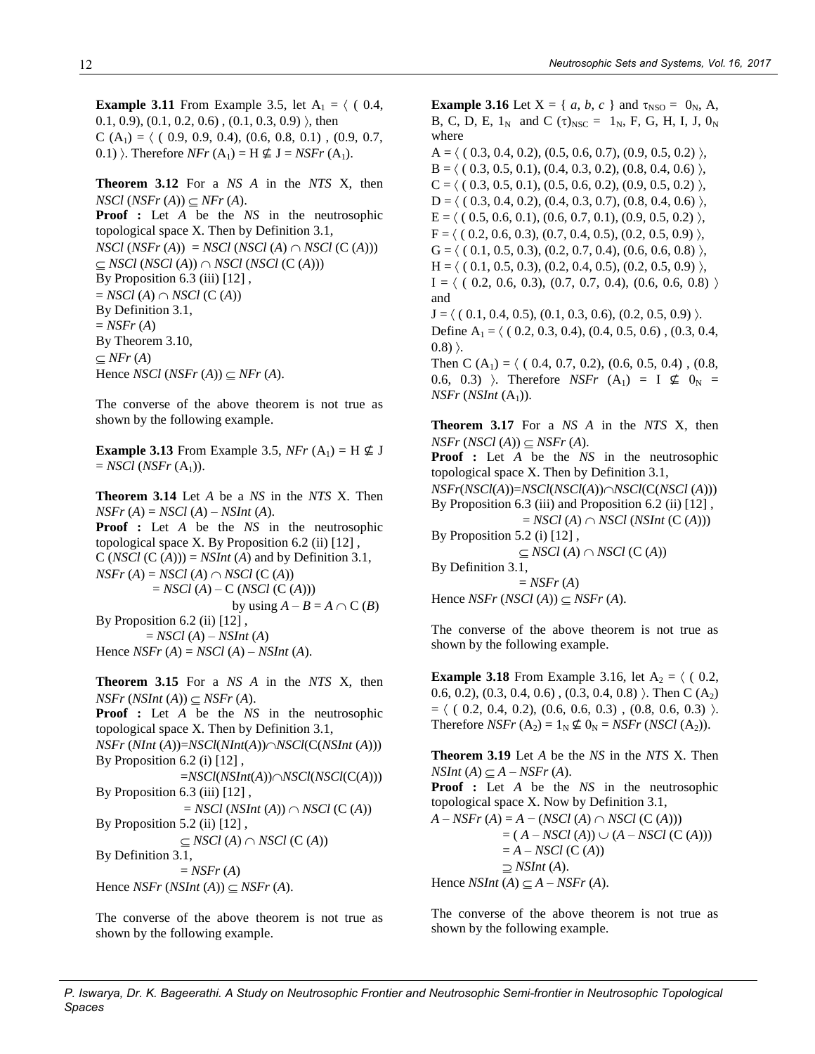**Example 3.11** From Example 3.5, let $A_1 = \langle$ ( 0.4, 0.1, 0.9), (0.1, 0.2, 0.6) , (0.1, 0.3, 0.9) $\rangle$, then C $(A_1) = \langle$ ( 0.9, 0.9, 0.4), (0.6, 0.8, 0.1) , (0.9, 0.7, 0.1) $\rangle$. Therefore *NFr* $(A_1)$ = H $\not\subseteq$ J = *NSFr* $(A_1)$.

**Theorem 3.12** For a *NS A* in the *NTS* X, then *NSCl* (*NSFr* (*A*)) $\subseteq$ *NFr* (*A*).

**Proof :** Let *A* be the *NS* in the neutrosophic topological space X. Then by Definition 3.1,
*NSCl* (*NSFr* (*A*)) = *NSCl* (*NSCl* (*A*) $\cap$ *NSCl* (C (*A*)))
$\subseteq$ *NSCl* (*NSCl* (*A*)) $\cap$ *NSCl* (*NSCl* (C (*A*)))
By Proposition 6.3 (iii) [12] ,
= *NSCl* (*A*) $\cap$ *NSCl* (C (*A*))
By Definition 3.1,
= *NSFr* (*A*)
By Theorem 3.10,
$\subseteq$ *NFr* (*A*)
Hence *NSCl* (*NSFr* (*A*)) $\subseteq$ *NFr* (*A*).

The converse of the above theorem is not true as shown by the following example.

**Example 3.13** From Example 3.5, *NFr* $(A_1)$ = H $\not\subseteq$ J = *NSCl* (*NSFr* $(A_1)$).

**Theorem 3.14** Let *A* be a *NS* in the *NTS* X. Then *NSFr* (*A*) = *NSCl* (*A*) – *NSInt* (*A*).

**Proof :** Let *A* be the *NS* in the neutrosophic topological space X. By Proposition 6.2 (ii) [12] ,
C (*NSCl* (C (*A*))) = *NSInt* (*A*) and by Definition 3.1,
*NSFr* (*A*) = *NSCl* (*A*) $\cap$ *NSCl* (C (*A*))
= *NSCl* (*A*) – C (*NSCl* (C (*A*)))
by using *A* – *B* = *A* $\cap$ C (*B*)
By Proposition 6.2 (ii) [12] ,
= *NSCl* (*A*) – *NSInt* (*A*)
Hence *NSFr* (*A*) = *NSCl* (*A*) – *NSInt* (*A*).

**Theorem 3.15** For a *NS A* in the *NTS* X, then *NSFr* (*NSInt* (*A*)) $\subseteq$ *NSFr* (*A*).

**Proof :** Let *A* be the *NS* in the neutrosophic topological space X. Then by Definition 3.1,
*NSFr* (*NInt* (*A*))=*NSCl*(*NInt*(*A*))$\cap$*NSCl*(C(*NSInt* (*A*)))
By Proposition 6.2 (i) [12] ,
=*NSCl*(*NSInt*(*A*))$\cap$*NSCl*(*NSCl*(C(*A*)))
By Proposition 6.3 (iii) [12] ,
= *NSCl* (*NSInt* (*A*)) $\cap$ *NSCl* (C (*A*))
By Proposition 5.2 (ii) [12] ,
$\subseteq$ *NSCl* (*A*) $\cap$ *NSCl* (C (*A*))
By Definition 3.1,
= *NSFr* (*A*)
Hence *NSFr* (*NSInt* (*A*)) $\subseteq$ *NSFr* (*A*).

The converse of the above theorem is not true as shown by the following example.

**Example 3.16** Let X = { *a*, *b*, *c* } and $\tau_{NSO}$ = $0_N$, A, B, C, D, E, $1_N$ and C $(\tau)_{NSC}$ = $1_N$, F, G, H, I, J, $0_N$ where

A = $\langle$ ( 0.3, 0.4, 0.2), (0.5, 0.6, 0.7), (0.9, 0.5, 0.2) $\rangle$,
B = $\langle$ ( 0.3, 0.5, 0.1), (0.4, 0.3, 0.2), (0.8, 0.4, 0.6) $\rangle$,
C = $\langle$ ( 0.3, 0.5, 0.1), (0.5, 0.6, 0.2), (0.9, 0.5, 0.2) $\rangle$,
D = $\langle$ ( 0.3, 0.4, 0.2), (0.4, 0.3, 0.7), (0.8, 0.4, 0.6) $\rangle$,
E = $\langle$ ( 0.5, 0.6, 0.1), (0.6, 0.7, 0.1), (0.9, 0.5, 0.2) $\rangle$,
F = $\langle$ ( 0.2, 0.6, 0.3), (0.7, 0.4, 0.5), (0.2, 0.5, 0.9) $\rangle$,
G = $\langle$ ( 0.1, 0.5, 0.3), (0.2, 0.7, 0.4), (0.6, 0.6, 0.8) $\rangle$,
H = $\langle$ ( 0.1, 0.5, 0.3), (0.2, 0.4, 0.5), (0.2, 0.5, 0.9) $\rangle$,
I = $\langle$ ( 0.2, 0.6, 0.3), (0.7, 0.7, 0.4), (0.6, 0.6, 0.8) $\rangle$ and
J = $\langle$ ( 0.1, 0.4, 0.5), (0.1, 0.3, 0.6), (0.2, 0.5, 0.9) $\rangle$.

Define $A_1 = \langle$ ( 0.2, 0.3, 0.4), (0.4, 0.5, 0.6) , (0.3, 0.4, 0.8) $\rangle$.

Then C $(A_1) = \langle$ ( 0.4, 0.7, 0.2), (0.6, 0.5, 0.4) , (0.8, 0.6, 0.3) $\rangle$. Therefore *NSFr* $(A_1)$ = I $\not\subseteq$ $0_N$ = *NSFr* (*NSInt* $(A_1)$).

**Theorem 3.17** For a *NS A* in the *NTS* X, then *NSFr* (*NSCl* (*A*)) $\subseteq$ *NSFr* (*A*).

**Proof :** Let *A* be the *NS* in the neutrosophic topological space X. Then by Definition 3.1,
*NSFr*(*NSCl*(*A*))=*NSCl*(*NSCl*(*A*))$\cap$*NSCl*(C(*NSCl* (*A*)))
By Proposition 6.3 (iii) and Proposition 6.2 (ii) [12] ,
= *NSCl* (*A*) $\cap$ *NSCl* (*NSInt* (C (*A*)))
By Proposition 5.2 (i) [12] ,
$\subseteq$ *NSCl* (*A*) $\cap$ *NSCl* (C (*A*))
By Definition 3.1,
= *NSFr* (*A*)
Hence *NSFr* (*NSCl* (*A*)) $\subseteq$ *NSFr* (*A*).

The converse of the above theorem is not true as shown by the following example.

**Example 3.18** From Example 3.16, let $A_2 = \langle$ ( 0.2, 0.6, 0.2), (0.3, 0.4, 0.6) , (0.3, 0.4, 0.8) $\rangle$. Then C $(A_2)$ = $\langle$ ( 0.2, 0.4, 0.2), (0.6, 0.6, 0.3) , (0.8, 0.6, 0.3) $\rangle$. Therefore *NSFr* $(A_2)$ = $1_N$ $\not\subseteq$ $0_N$ = *NSFr* (*NSCl* $(A_2)$).

**Theorem 3.19** Let *A* be the *NS* in the *NTS* X. Then *NSInt* (*A*) $\subseteq$ *A* – *NSFr* (*A*).

**Proof :** Let *A* be the *NS* in the neutrosophic topological space X. Now by Definition 3.1,
*A* – *NSFr* (*A*) = *A* − (*NSCl* (*A*) $\cap$ *NSCl* (C (*A*)))
= ( *A* – *NSCl* (*A*)) $\cup$ (*A* – *NSCl* (C (*A*)))
= *A* – *NSCl* (C (*A*))
$\supseteq$ *NSInt* (*A*).
Hence *NSInt* (*A*) $\subseteq$ *A* – *NSFr* (*A*).

The converse of the above theorem is not true as shown by the following example.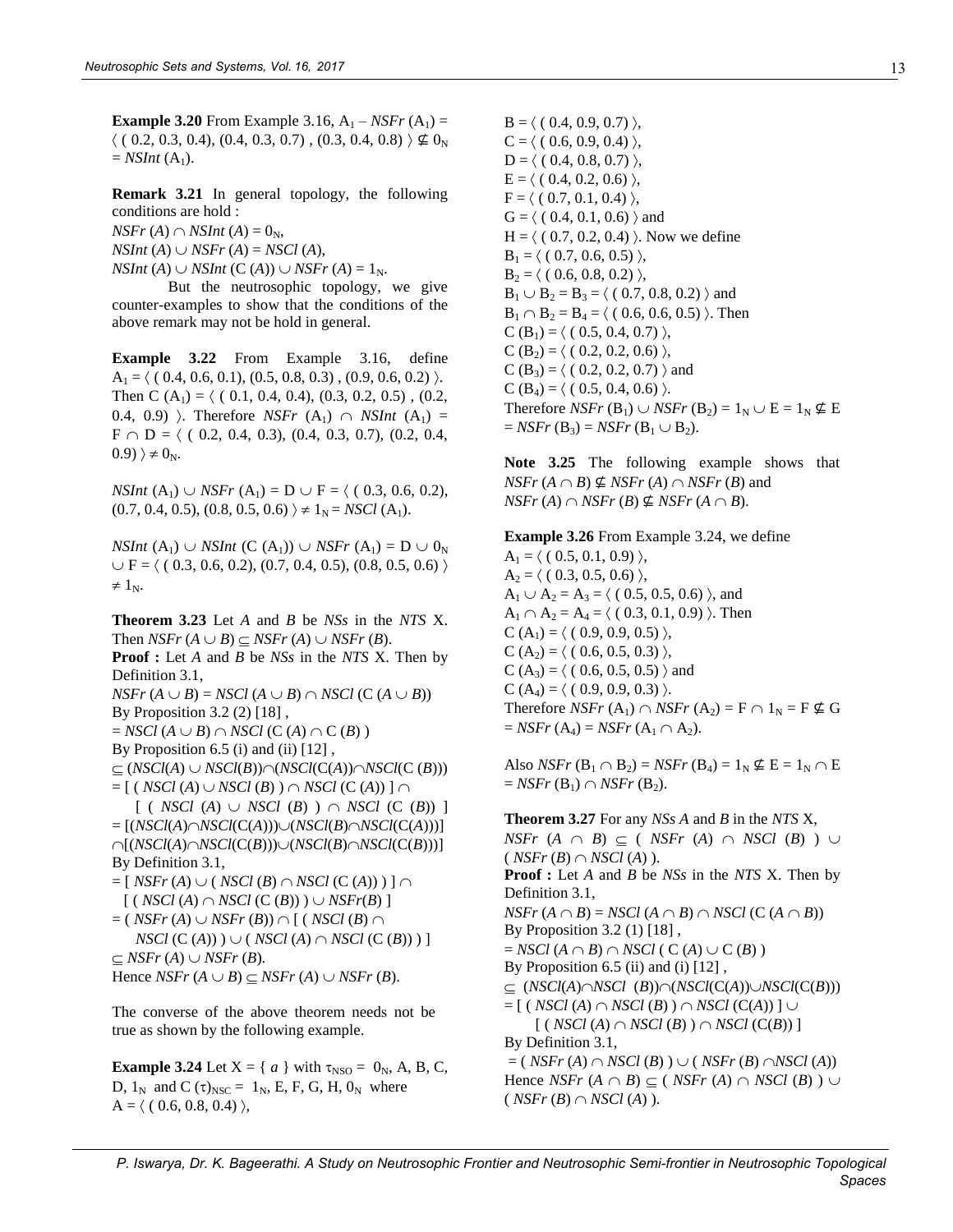**Example 3.20** From Example 3.16, $A_1 – NSFr\ (A_1) = \langle\ (\ 0.2, 0.3, 0.4), (0.4, 0.3, 0.7)\ , (0.3, 0.4, 0.8)\ \rangle \nsubseteq 0_N = NSInt\ (A_1)$.

**Remark 3.21** In general topology, the following conditions are hold :

$NSFr\ (A) \cap NSInt\ (A) = 0_N$,

$NSInt\ (A) \cup NSFr\ (A) = NSCl\ (A)$,

$NSInt\ (A) \cup NSInt\ (C\ (A)) \cup NSFr\ (A) = 1_N$.

But the neutrosophic topology, we give counter-examples to show that the conditions of the above remark may not be hold in general.

**Example 3.22** From Example 3.16, define $A_1 = \langle\ (\ 0.4, 0.6, 0.1), (0.5, 0.8, 0.3)\ , (0.9, 0.6, 0.2)\ \rangle$. Then $C\ (A_1) = \langle\ (\ 0.1, 0.4, 0.4), (0.3, 0.2, 0.5)\ , (0.2, 0.4, 0.9)\ \rangle$. Therefore $NSFr\ (A_1) \cap NSInt\ (A_1) = F \cap D = \langle\ (\ 0.2, 0.4, 0.3), (0.4, 0.3, 0.7), (0.2, 0.4, 0.9)\ \rangle \neq 0_N$.

$NSInt\ (A_1) \cup NSFr\ (A_1) = D \cup F = \langle\ (\ 0.3, 0.6, 0.2), (0.7, 0.4, 0.5), (0.8, 0.5, 0.6)\ \rangle \neq 1_N = NSCl\ (A_1)$.

$NSInt\ (A_1) \cup NSInt\ (C\ (A_1)) \cup NSFr\ (A_1) = D \cup 0_N \cup F = \langle\ (\ 0.3, 0.6, 0.2), (0.7, 0.4, 0.5), (0.8, 0.5, 0.6)\ \rangle \neq 1_N$.

**Theorem 3.23** Let *A* and *B* be *NSs* in the *NTS* X. Then $NSFr\ (A \cup B) \subseteq NSFr\ (A) \cup NSFr\ (B)$.

**Proof :** Let *A* and *B* be *NSs* in the *NTS* X. Then by Definition 3.1,

$NSFr\ (A \cup B) = NSCl\ (A \cup B) \cap NSCl\ (C\ (A \cup B))$

By Proposition 3.2 (2) [18] ,

$= NSCl\ (A \cup B) \cap NSCl\ (C\ (A) \cap C\ (B)\ )$

By Proposition 6.5 (i) and (ii) [12] ,

$\subseteq (NSCl(A) \cup NSCl(B)) \cap (NSCl(C(A)) \cap NSCl(C\ (B)))$

$= [\ (\ NSCl\ (A) \cup NSCl\ (B)\ ) \cap NSCl\ (C\ (A))\ ] \cap [\ (\ NSCl\ (A) \cup NSCl\ (B)\ ) \cap NSCl\ (C\ (B))\ ]$

$= [(NSCl(A) \cap NSCl(C(A))) \cup (NSCl(B) \cap NSCl(C(A)))] \cap [(NSCl(A) \cap NSCl(C(B))) \cup (NSCl(B) \cap NSCl(C(B)))]$

By Definition 3.1,

$= [\ NSFr\ (A) \cup (\ NSCl\ (B) \cap NSCl\ (C\ (A))\ )\ ] \cap [\ (\ NSCl\ (A) \cap NSCl\ (C\ (B))\ ) \cup NSFr(B)\ ]$

$= (\ NSFr\ (A) \cup NSFr\ (B)) \cap [\ (\ NSCl\ (B) \cap NSCl\ (C\ (A))\ ) \cup (\ NSCl\ (A) \cap NSCl\ (C\ (B))\ )\ ]$

$\subseteq NSFr\ (A) \cup NSFr\ (B)$.

Hence $NSFr\ (A \cup B) \subseteq NSFr\ (A) \cup NSFr\ (B)$.

The converse of the above theorem needs not be true as shown by the following example.

**Example 3.24** Let $X = \{\ a\ \}$ with $\tau_{NSO} = 0_N$, A, B, C, D, $1_N$ and $C\ (\tau)_{NSC} = 1_N$, E, F, G, H, $0_N$ where

$A = \langle\ (\ 0.6, 0.8, 0.4)\ \rangle$,

$B = \langle\ (\ 0.4, 0.9, 0.7)\ \rangle$,

$C = \langle\ (\ 0.6, 0.9, 0.4)\ \rangle$,

$D = \langle\ (\ 0.4, 0.8, 0.7)\ \rangle$,

$E = \langle\ (\ 0.4, 0.2, 0.6)\ \rangle$,

$F = \langle\ (\ 0.7, 0.1, 0.4)\ \rangle$,

$G = \langle\ (\ 0.4, 0.1, 0.6)\ \rangle$ and

$H = \langle\ (\ 0.7, 0.2, 0.4)\ \rangle$. Now we define

$B_1 = \langle\ (\ 0.7, 0.6, 0.5)\ \rangle$,

$B_2 = \langle\ (\ 0.6, 0.8, 0.2)\ \rangle$,

$B_1 \cup B_2 = B_3 = \langle\ (\ 0.7, 0.8, 0.2)\ \rangle$ and

$B_1 \cap B_2 = B_4 = \langle\ (\ 0.6, 0.6, 0.5)\ \rangle$. Then

$C\ (B_1) = \langle\ (\ 0.5, 0.4, 0.7)\ \rangle$,

$C\ (B_2) = \langle\ (\ 0.2, 0.2, 0.6)\ \rangle$,

$C\ (B_3) = \langle\ (\ 0.2, 0.2, 0.7)\ \rangle$ and

$C\ (B_4) = \langle\ (\ 0.5, 0.4, 0.6)\ \rangle$.

Therefore $NSFr\ (B_1) \cup NSFr\ (B_2) = 1_N \cup E = 1_N \nsubseteq E = NSFr\ (B_3) = NSFr\ (B_1 \cup B_2)$.

**Note 3.25** The following example shows that $NSFr\ (A \cap B) \nsubseteq NSFr\ (A) \cap NSFr\ (B)$ and $NSFr\ (A) \cap NSFr\ (B) \nsubseteq NSFr\ (A \cap B)$.

**Example 3.26** From Example 3.24, we define

$A_1 = \langle\ (\ 0.5, 0.1, 0.9)\ \rangle$,

$A_2 = \langle\ (\ 0.3, 0.5, 0.6)\ \rangle$,

$A_1 \cup A_2 = A_3 = \langle\ (\ 0.5, 0.5, 0.6)\ \rangle$, and

$A_1 \cap A_2 = A_4 = \langle\ (\ 0.3, 0.1, 0.9)\ \rangle$. Then

$C\ (A_1) = \langle\ (\ 0.9, 0.9, 0.5)\ \rangle$,

$C\ (A_2) = \langle\ (\ 0.6, 0.5, 0.3)\ \rangle$,

$C\ (A_3) = \langle\ (\ 0.6, 0.5, 0.5)\ \rangle$ and

$C\ (A_4) = \langle\ (\ 0.9, 0.9, 0.3)\ \rangle$.

Therefore $NSFr\ (A_1) \cap NSFr\ (A_2) = F \cap 1_N = F \nsubseteq G = NSFr\ (A_4) = NSFr\ (A_1 \cap A_2)$.

Also $NSFr\ (B_1 \cap B_2) = NSFr\ (B_4) = 1_N \nsubseteq E = 1_N \cap E = NSFr\ (B_1) \cap NSFr\ (B_2)$.

**Theorem 3.27** For any *NSs A* and *B* in the *NTS* X, $NSFr\ (A \cap B) \subseteq (\ NSFr\ (A) \cap NSCl\ (B)\ ) \cup (\ NSFr\ (B) \cap NSCl\ (A)\ )$.

**Proof :** Let *A* and *B* be *NSs* in the *NTS* X. Then by Definition 3.1,

$NSFr\ (A \cap B) = NSCl\ (A \cap B) \cap NSCl\ (C\ (A \cap B))$

By Proposition 3.2 (1) [18] ,

$= NSCl\ (A \cap B) \cap NSCl\ (\ C\ (A) \cup C\ (B)\ )$

By Proposition 6.5 (ii) and (i) [12] ,

$\subseteq (NSCl(A) \cap NSCl\ (B)) \cap (NSCl(C(A)) \cup NSCl(C(B)))$

$= [\ (\ NSCl\ (A) \cap NSCl\ (B)\ ) \cap NSCl\ (C(A))\ ] \cup [\ (\ NSCl\ (A) \cap NSCl\ (B)\ ) \cap NSCl\ (C(B))\ ]$

By Definition 3.1,

$= (\ NSFr\ (A) \cap NSCl\ (B)\ ) \cup (\ NSFr\ (B) \cap NSCl\ (A))$

Hence $NSFr\ (A \cap B) \subseteq (\ NSFr\ (A) \cap NSCl\ (B)\ ) \cup (\ NSFr\ (B) \cap NSCl\ (A)\ )$.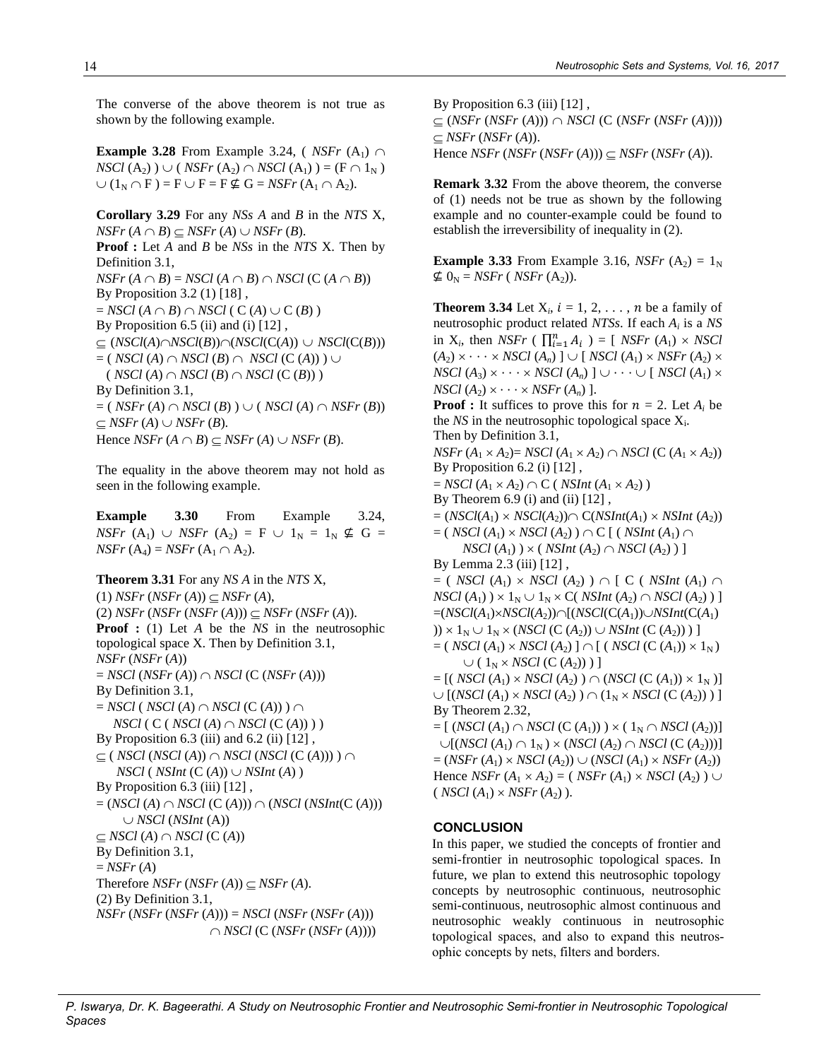The converse of the above theorem is not true as shown by the following example.

**Example 3.28** From Example 3.24, ( *NSFr* ($A_1$) $\cap$ *NSCl* ($A_2$) ) $\cup$ ( *NSFr* ($A_2$) $\cap$ *NSCl* ($A_1$) ) = ($F \cap 1_N$ ) $\cup$ ($1_N \cap F$ ) = $F \cup F = F \nsubseteq G$ = *NSFr* ($A_1 \cap A_2$).

**Corollary 3.29** For any *NSs* *A* and *B* in the *NTS* X, *NSFr* ($A \cap B$) $\subseteq$ *NSFr* ($A$) $\cup$ *NSFr* ($B$).

**Proof :** Let *A* and *B* be *NSs* in the *NTS* X. Then by Definition 3.1,

*NSFr* ($A \cap B$) = *NSCl* ($A \cap B$) $\cap$ *NSCl* (C ($A \cap B$))

By Proposition 3.2 (1) [18] ,

= *NSCl* ($A \cap B$) $\cap$ *NSCl* ( C ($A$) $\cup$ C ($B$) )

By Proposition 6.5 (ii) and (i) [12] ,

$\subseteq$ (*NSCl*($A$)$\cap$*NSCl*($B$))$\cap$(*NSCl*(C($A$)) $\cup$ *NSCl*(C($B$)))

= ( *NSCl* ($A$) $\cap$ *NSCl* ($B$) $\cap$ *NSCl* (C ($A$)) ) $\cup$ ( *NSCl* ($A$) $\cap$ *NSCl* ($B$) $\cap$ *NSCl* (C ($B$)) )

By Definition 3.1,

= ( *NSFr* ($A$) $\cap$ *NSCl* ($B$) ) $\cup$ ( *NSCl* ($A$) $\cap$ *NSFr* ($B$))

$\subseteq$ *NSFr* ($A$) $\cup$ *NSFr* ($B$).

Hence *NSFr* ($A \cap B$) $\subseteq$ *NSFr* ($A$) $\cup$ *NSFr* ($B$).

The equality in the above theorem may not hold as seen in the following example.

**Example 3.30** From Example 3.24, *NSFr* ($A_1$) $\cup$ *NSFr* ($A_2$) = $F \cup 1_N = 1_N \nsubseteq G$ = *NSFr* ($A_4$) = *NSFr* ($A_1 \cap A_2$).

**Theorem 3.31** For any *NS A* in the *NTS* X,

(1) *NSFr* (*NSFr* ($A$)) $\subseteq$ *NSFr* ($A$),

(2) *NSFr* (*NSFr* (*NSFr* ($A$))) $\subseteq$ *NSFr* (*NSFr* ($A$)).

**Proof :** (1) Let *A* be the *NS* in the neutrosophic topological space X. Then by Definition 3.1,

*NSFr* (*NSFr* ($A$))

= *NSCl* (*NSFr* ($A$)) $\cap$ *NSCl* (C (*NSFr* ($A$)))

By Definition 3.1,

= *NSCl* ( *NSCl* ($A$) $\cap$ *NSCl* (C ($A$)) ) $\cap$ *NSCl* ( C ( *NSCl* ($A$) $\cap$ *NSCl* (C ($A$)) ) )

By Proposition 6.3 (iii) and 6.2 (ii) [12] ,

$\subseteq$ ( *NSCl* (*NSCl* ($A$)) $\cap$ *NSCl* (*NSCl* (C ($A$))) ) $\cap$ *NSCl* ( *NSInt* (C ($A$)) $\cup$ *NSInt* ($A$) )

By Proposition 6.3 (iii) [12] ,

= (*NSCl* ($A$) $\cap$ *NSCl* (C ($A$))) $\cap$ (*NSCl* (*NSInt*(C ($A$))) $\cup$ *NSCl* (*NSInt* ($A$))

$\subseteq$ *NSCl* ($A$) $\cap$ *NSCl* (C ($A$))

By Definition 3.1,

= *NSFr* ($A$)

Therefore *NSFr* (*NSFr* ($A$)) $\subseteq$ *NSFr* ($A$).

(2) By Definition 3.1,

*NSFr* (*NSFr* (*NSFr* ($A$))) = *NSCl* (*NSFr* (*NSFr* ($A$))) $\cap$ *NSCl* (C (*NSFr* (*NSFr* ($A$))))

By Proposition 6.3 (iii) [12] ,

$\subseteq$ (*NSFr* (*NSFr* ($A$))) $\cap$ *NSCl* (C (*NSFr* (*NSFr* ($A$))))

$\subseteq$ *NSFr* (*NSFr* ($A$)).

Hence *NSFr* (*NSFr* (*NSFr* ($A$))) $\subseteq$ *NSFr* (*NSFr* ($A$)).

**Remark 3.32** From the above theorem, the converse of (1) needs not be true as shown by the following example and no counter-example could be found to establish the irreversibility of inequality in (2).

**Example 3.33** From Example 3.16, *NSFr* ($A_2$) = $1_N \nsubseteq 0_N$ = *NSFr* ( *NSFr* ($A_2$)).

**Theorem 3.34** Let $X_i$, $i = 1, 2, \ldots, n$ be a family of neutrosophic product related *NTSs*. If each $A_i$ is a *NS* in $X_i$, then *NSFr* ( $\prod_{i=1}^{n} A_i$ ) = [ *NSFr* ($A_1$) $\times$ *NSCl* ($A_2$) $\times \cdots \times$ *NSCl* ($A_n$) ] $\cup$ [ *NSCl* ($A_1$) $\times$ *NSFr* ($A_2$) $\times$ *NSCl* ($A_3$) $\times \cdots \times$ *NSCl* ($A_n$) ] $\cup \cdots \cup$ [ *NSCl* ($A_1$) $\times$ *NSCl* ($A_2$) $\times \cdots \times$ *NSFr* ($A_n$) ].

**Proof :** It suffices to prove this for $n = 2$. Let $A_i$ be the *NS* in the neutrosophic topological space $X_i$.

Then by Definition 3.1,

*NSFr* ($A_1 \times A_2$)= *NSCl* ($A_1 \times A_2$) $\cap$ *NSCl* (C ($A_1 \times A_2$))

By Proposition 6.2 (i) [12] ,

= *NSCl* ($A_1 \times A_2$) $\cap$ C ( *NSInt* ($A_1 \times A_2$) )

By Theorem 6.9 (i) and (ii) [12] ,

= (*NSCl*($A_1$) $\times$ *NSCl*($A_2$))$\cap$ C(*NSInt*($A_1$) $\times$ *NSInt* ($A_2$))

= ( *NSCl* ($A_1$) $\times$ *NSCl* ($A_2$) ) $\cap$ C [ ( *NSInt* ($A_1$) $\cap$ *NSCl* ($A_1$) ) $\times$ ( *NSInt* ($A_2$) $\cap$ *NSCl* ($A_2$) ) ]

By Lemma 2.3 (iii) [12] ,

= ( *NSCl* ($A_1$) $\times$ *NSCl* ($A_2$) ) $\cap$ [ C ( *NSInt* ($A_1$) $\cap$ *NSCl* ($A_1$) ) $\times 1_N \cup 1_N \times$ C( *NSInt* ($A_2$) $\cap$ *NSCl* ($A_2$) ) ]

=(*NSCl*($A_1$)$\times$*NSCl*($A_2$))$\cap$[(*NSCl*(C($A_1$))$\cup$*NSInt*(C($A_1$) )) $\times 1_N \cup 1_N \times$ (*NSCl* (C ($A_2$)) $\cup$ *NSInt* (C ($A_2$)) ) ]

= ( *NSCl* ($A_1$) $\times$ *NSCl* ($A_2$) ] $\cap$ [ ( *NSCl* (C ($A_1$)) $\times 1_N$) $\cup$ ( $1_N \times$ *NSCl* (C ($A_2$)) ) ]

= [( *NSCl* ($A_1$) $\times$ *NSCl* ($A_2$) ) $\cap$ (*NSCl* (C ($A_1$)) $\times 1_N$ )] $\cup$ [(*NSCl* ($A_1$) $\times$ *NSCl* ($A_2$) ) $\cap$ ($1_N \times$ *NSCl* (C ($A_2$)) ) ]

By Theorem 2.32,

= [ (*NSCl* ($A_1$) $\cap$ *NSCl* (C ($A_1$)) ) $\times$ ( $1_N \cap$ *NSCl* ($A_2$))] $\cup$[(*NSCl* ($A_1$) $\cap 1_N$ ) $\times$ (*NSCl* ($A_2$) $\cap$ *NSCl* (C ($A_2$)))]

= (*NSFr* ($A_1$) $\times$ *NSCl* ($A_2$)) $\cup$ (*NSCl* ($A_1$) $\times$ *NSFr* ($A_2$))

Hence *NSFr* ($A_1 \times A_2$) = ( *NSFr* ($A_1$) $\times$ *NSCl* ($A_2$) ) $\cup$ ( *NSCl* ($A_1$) $\times$ *NSFr* ($A_2$) ).

## CONCLUSION

In this paper, we studied the concepts of frontier and semi-frontier in neutrosophic topological spaces. In future, we plan to extend this neutrosophic topology concepts by neutrosophic continuous, neutrosophic semi-continuous, neutrosophic almost continuous and neutrosophic weakly continuous in neutrosophic topological spaces, and also to expand this neutrosophic concepts by nets, filters and borders.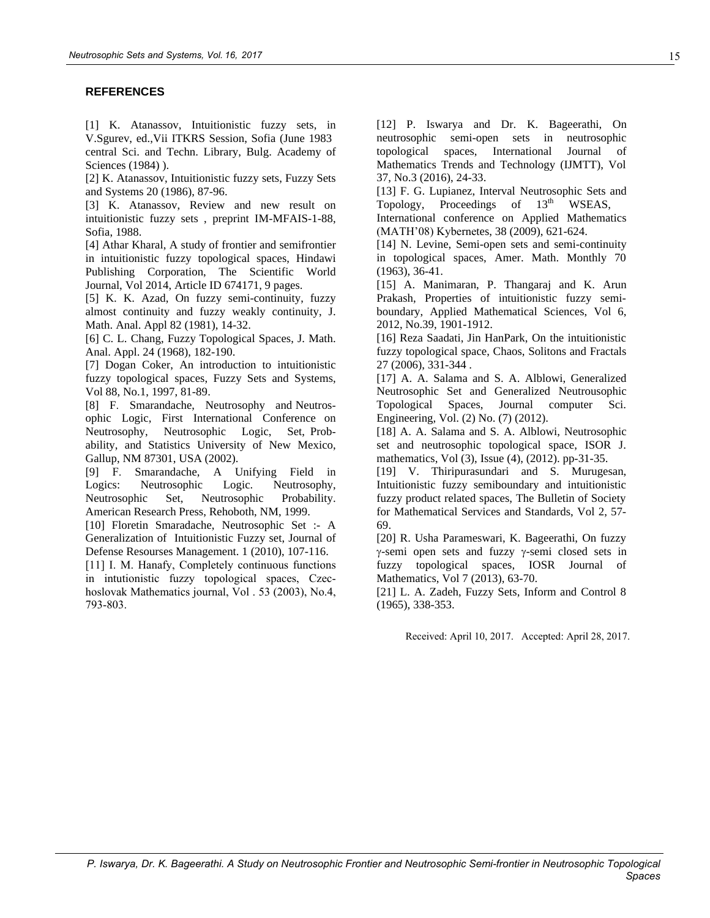## REFERENCES

[1] K. Atanassov, Intuitionistic fuzzy sets, in V.Sgurev, ed.,Vii ITKRS Session, Sofia (June 1983 central Sci. and Techn. Library, Bulg. Academy of Sciences (1984) ).

[2] K. Atanassov, Intuitionistic fuzzy sets, Fuzzy Sets and Systems 20 (1986), 87-96.

[3] K. Atanassov, Review and new result on intuitionistic fuzzy sets , preprint IM-MFAIS-1-88, Sofia, 1988.

[4] Athar Kharal, A study of frontier and semifrontier in intuitionistic fuzzy topological spaces, Hindawi Publishing Corporation, The Scientific World Journal, Vol 2014, Article ID 674171, 9 pages.

[5] K. K. Azad, On fuzzy semi-continuity, fuzzy almost continuity and fuzzy weakly continuity, J. Math. Anal. Appl 82 (1981), 14-32.

[6] C. L. Chang, Fuzzy Topological Spaces, J. Math. Anal. Appl. 24 (1968), 182-190.

[7] Dogan Coker, An introduction to intuitionistic fuzzy topological spaces, Fuzzy Sets and Systems, Vol 88, No.1, 1997, 81-89.

[8] F. Smarandache, Neutrosophy and Neutrosophic Logic, First International Conference on Neutrosophy, Neutrosophic Logic, Set, Probability, and Statistics University of New Mexico, Gallup, NM 87301, USA (2002).

[9] F. Smarandache, A Unifying Field in Logics: Neutrosophic Logic. Neutrosophy, Neutrosophic Set, Neutrosophic Probability. American Research Press, Rehoboth, NM, 1999.

[10] Floretin Smaradache, Neutrosophic Set :- A Generalization of Intuitionistic Fuzzy set, Journal of Defense Resourses Management. 1 (2010), 107-116.

[11] I. M. Hanafy, Completely continuous functions in intutionistic fuzzy topological spaces, Czechoslovak Mathematics journal, Vol . 53 (2003), No.4, 793-803.

[12] P. Iswarya and Dr. K. Bageerathi, On neutrosophic semi-open sets in neutrosophic topological spaces, International Journal of Mathematics Trends and Technology (IJMTT), Vol 37, No.3 (2016), 24-33.

[13] F. G. Lupianez, Interval Neutrosophic Sets and Topology, Proceedings of 13th WSEAS, International conference on Applied Mathematics (MATH'08) Kybernetes, 38 (2009), 621-624.

[14] N. Levine, Semi-open sets and semi-continuity in topological spaces, Amer. Math. Monthly 70 (1963), 36-41.

[15] A. Manimaran, P. Thangaraj and K. Arun Prakash, Properties of intuitionistic fuzzy semi-boundary, Applied Mathematical Sciences, Vol 6, 2012, No.39, 1901-1912.

[16] Reza Saadati, Jin HanPark, On the intuitionistic fuzzy topological space, Chaos, Solitons and Fractals 27 (2006), 331-344 .

[17] A. A. Salama and S. A. Alblowi, Generalized Neutrosophic Set and Generalized Neutrousophic Topological Spaces, Journal computer Sci. Engineering, Vol. (2) No. (7) (2012).

[18] A. A. Salama and S. A. Alblowi, Neutrosophic set and neutrosophic topological space, ISOR J. mathematics, Vol (3), Issue (4), (2012). pp-31-35.

[19] V. Thiripurasundari and S. Murugesan, Intuitionistic fuzzy semiboundary and intuitionistic fuzzy product related spaces, The Bulletin of Society for Mathematical Services and Standards, Vol 2, 57-69.

[20] R. Usha Parameswari, K. Bageerathi, On fuzzy γ-semi open sets and fuzzy γ-semi closed sets in fuzzy topological spaces, IOSR Journal of Mathematics, Vol 7 (2013), 63-70.

[21] L. A. Zadeh, Fuzzy Sets, Inform and Control 8 (1965), 338-353.

Received: April 10, 2017. Accepted: April 28, 2017.